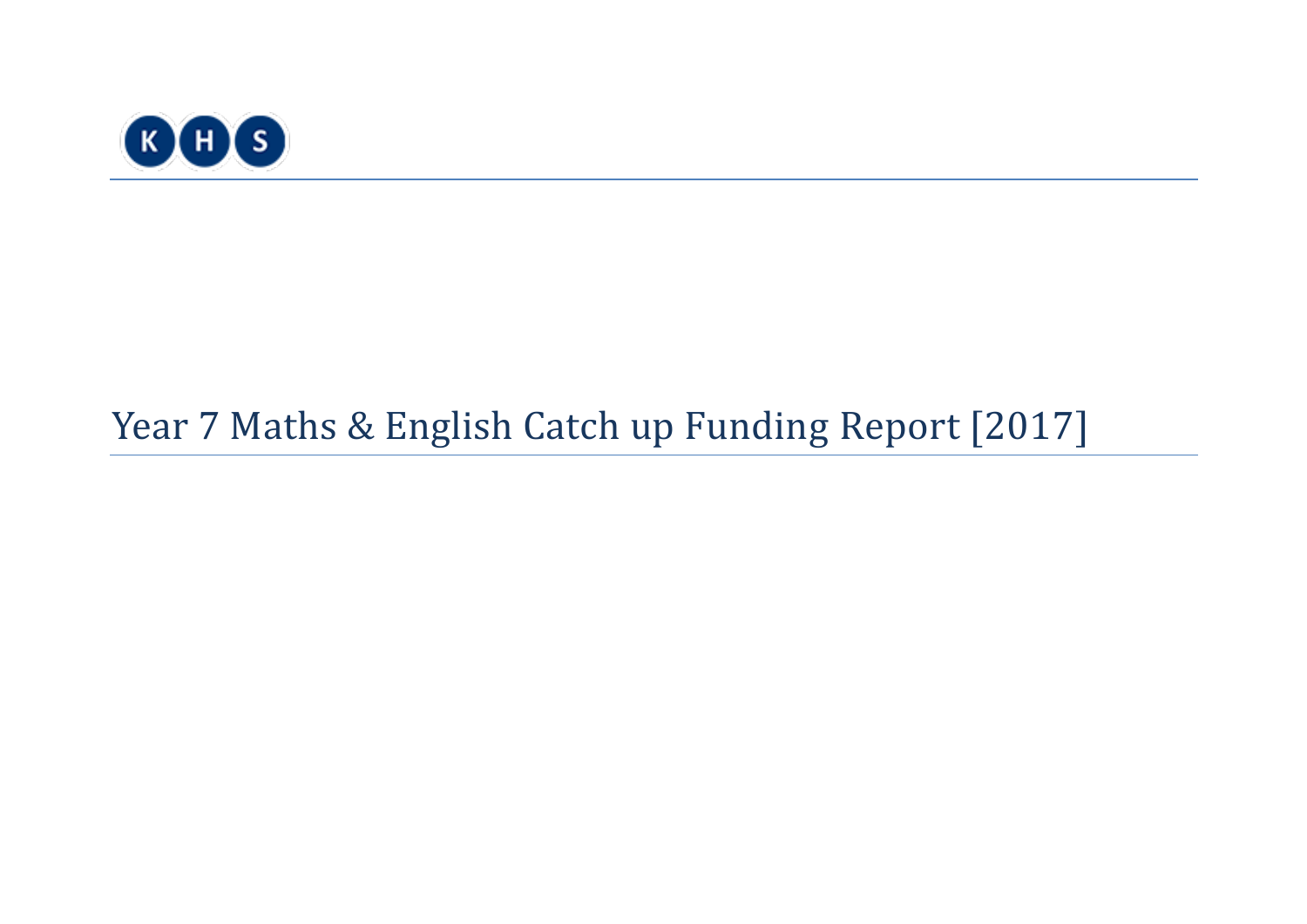K H S

# Year 7 Maths & English Catch up Funding Report [2017]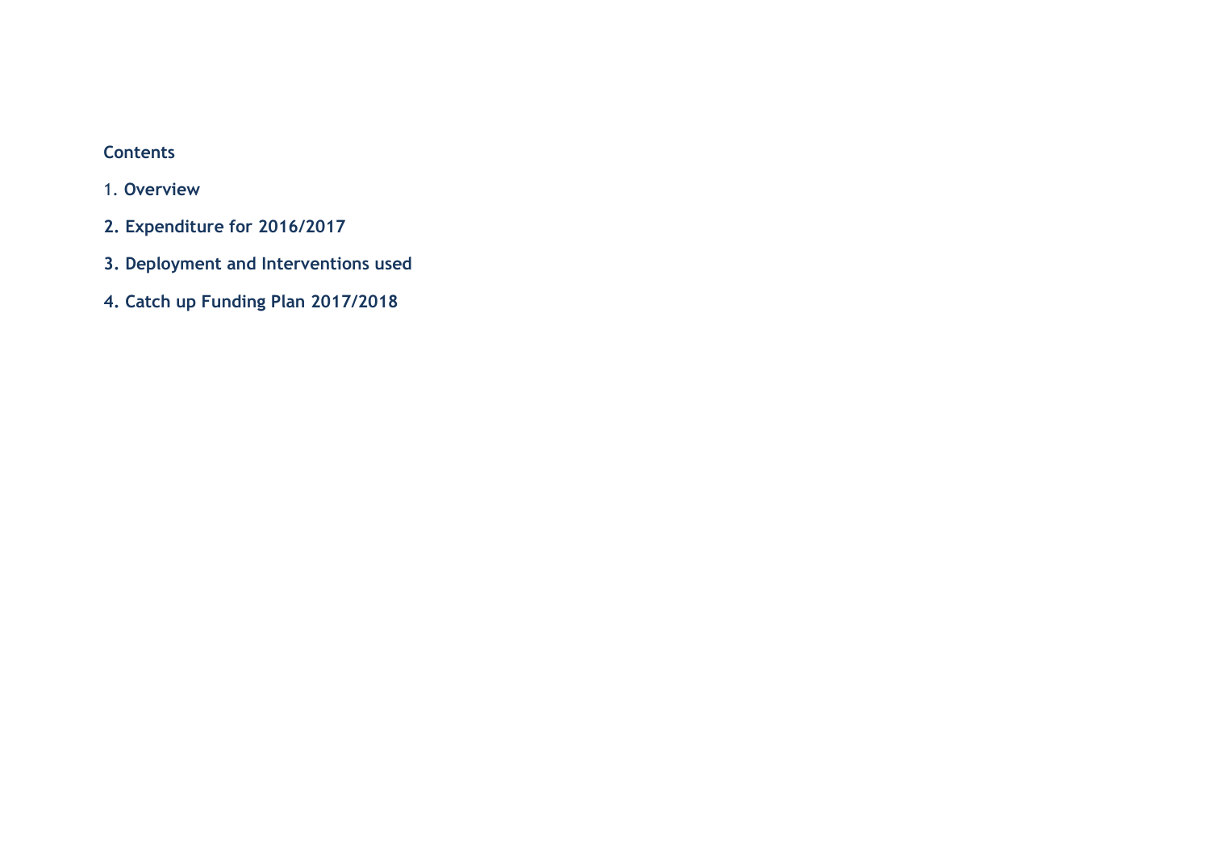**Contents**

1. **Overview**

**2. Expenditure for 2016/2017**

**3. Deployment and Interventions used**

**4. Catch up Funding Plan 2017/2018**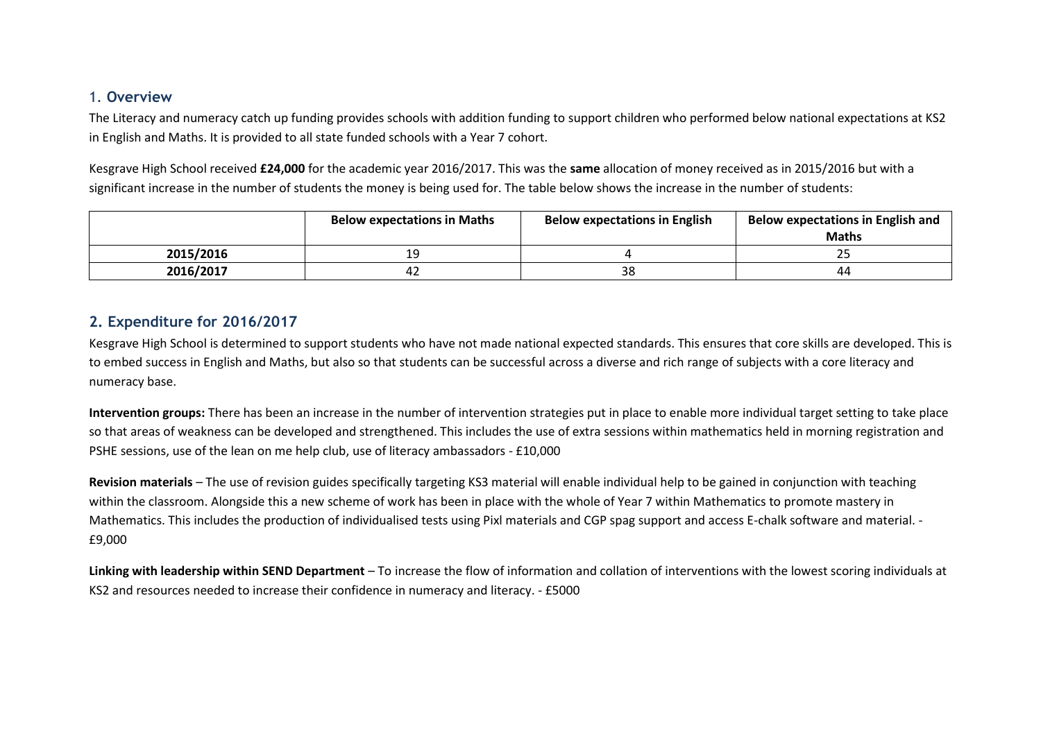## 1. Overview

The Literacy and numeracy catch up funding provides schools with addition funding to support children who performed below national expectations at KS2 in English and Maths. It is provided to all state funded schools with a Year 7 cohort.

Kesgrave High School received **£24,000** for the academic year 2016/2017. This was the **same** allocation of money received as in 2015/2016 but with a significant increase in the number of students the money is being used for. The table below shows the increase in the number of students:

| | Below expectations in Maths | Below expectations in English | Below expectations in English and Maths |
|---|---|---|---|
| **2015/2016** | 19 | 4 | 25 |
| **2016/2017** | 42 | 38 | 44 |

## 2. Expenditure for 2016/2017

Kesgrave High School is determined to support students who have not made national expected standards. This ensures that core skills are developed. This is to embed success in English and Maths, but also so that students can be successful across a diverse and rich range of subjects with a core literacy and numeracy base.

**Intervention groups:** There has been an increase in the number of intervention strategies put in place to enable more individual target setting to take place so that areas of weakness can be developed and strengthened. This includes the use of extra sessions within mathematics held in morning registration and PSHE sessions, use of the lean on me help club, use of literacy ambassadors - £10,000

**Revision materials** – The use of revision guides specifically targeting KS3 material will enable individual help to be gained in conjunction with teaching within the classroom. Alongside this a new scheme of work has been in place with the whole of Year 7 within Mathematics to promote mastery in Mathematics. This includes the production of individualised tests using Pixl materials and CGP spag support and access E-chalk software and material. - £9,000

**Linking with leadership within SEND Department** – To increase the flow of information and collation of interventions with the lowest scoring individuals at KS2 and resources needed to increase their confidence in numeracy and literacy. - £5000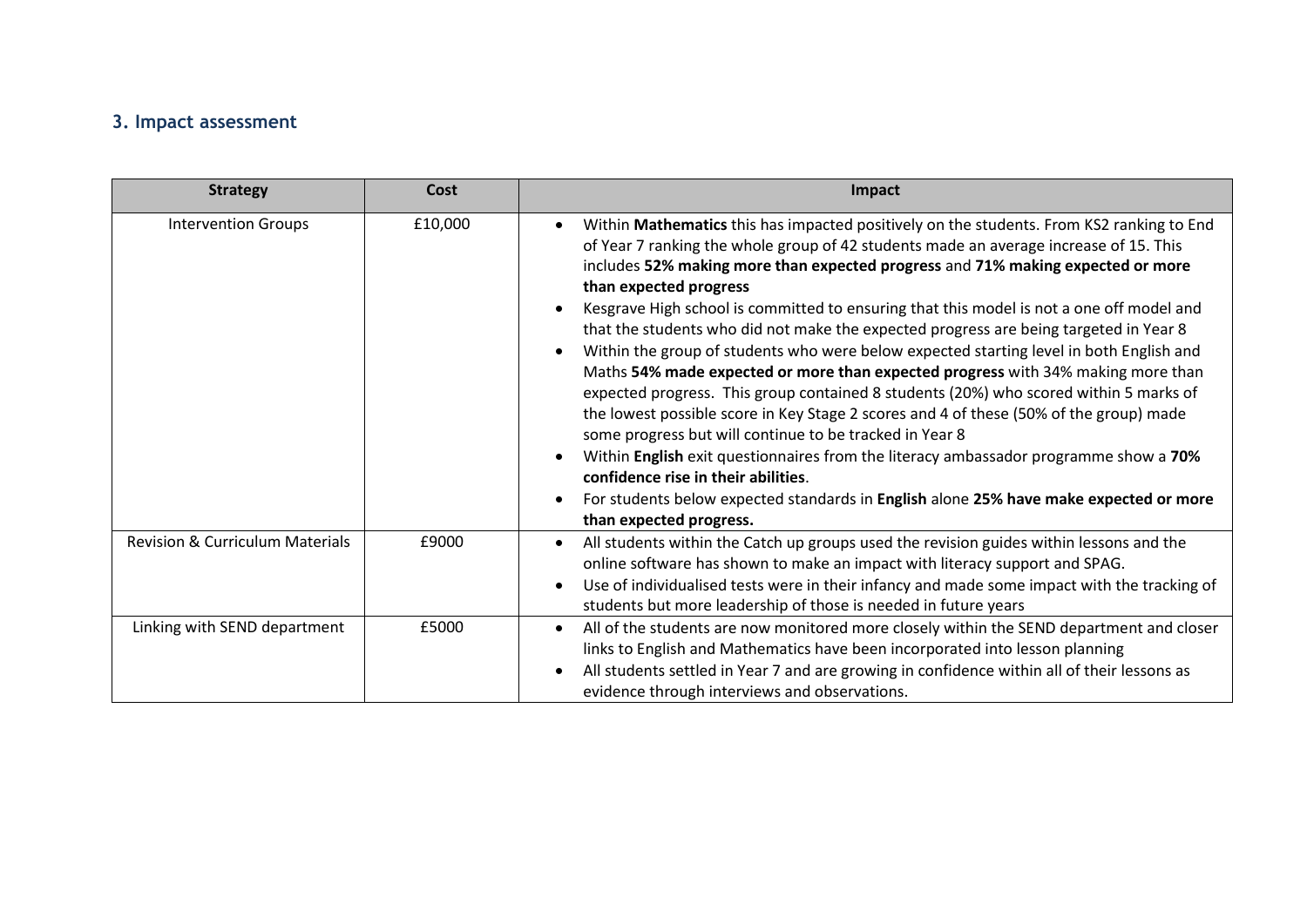### 3. Impact assessment

| Strategy | Cost | Impact |
|---|---|---|
| Intervention Groups | £10,000 | • Within **Mathematics** this has impacted positively on the students. From KS2 ranking to End of Year 7 ranking the whole group of 42 students made an average increase of 15. This includes **52% making more than expected progress** and **71% making expected or more than expected progress**<br>• Kesgrave High school is committed to ensuring that this model is not a one off model and that the students who did not make the expected progress are being targeted in Year 8<br>• Within the group of students who were below expected starting level in both English and Maths **54% made expected or more than expected progress** with 34% making more than expected progress. This group contained 8 students (20%) who scored within 5 marks of the lowest possible score in Key Stage 2 scores and 4 of these (50% of the group) made some progress but will continue to be tracked in Year 8<br>• Within **English** exit questionnaires from the literacy ambassador programme show a **70% confidence rise in their abilities**.<br>• For students below expected standards in **English** alone **25% have make expected or more than expected progress.** |
| Revision & Curriculum Materials | £9000 | • All students within the Catch up groups used the revision guides within lessons and the online software has shown to make an impact with literacy support and SPAG.<br>• Use of individualised tests were in their infancy and made some impact with the tracking of students but more leadership of those is needed in future years |
| Linking with SEND department | £5000 | • All of the students are now monitored more closely within the SEND department and closer links to English and Mathematics have been incorporated into lesson planning<br>• All students settled in Year 7 and are growing in confidence within all of their lessons as evidence through interviews and observations. |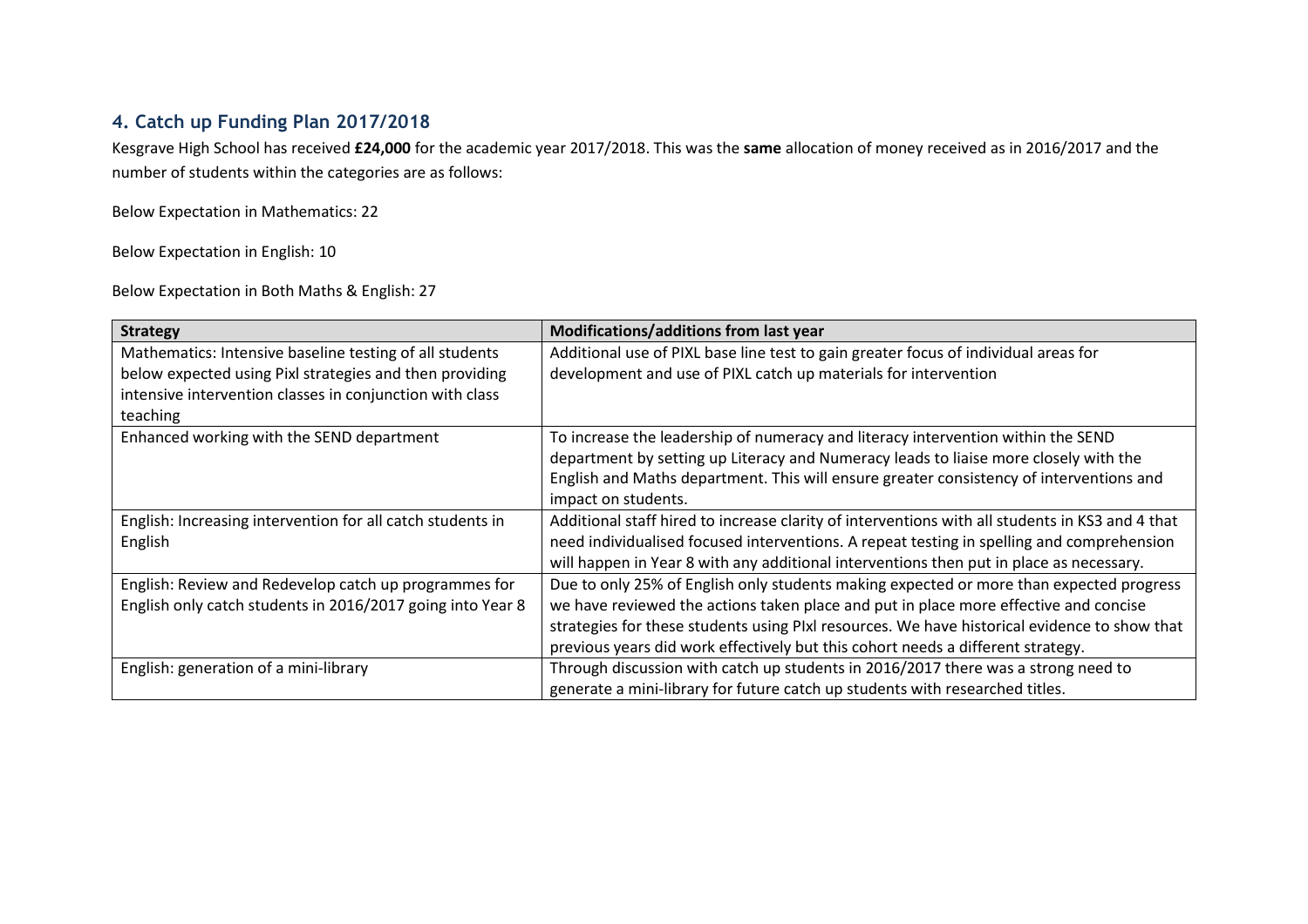## 4. Catch up Funding Plan 2017/2018

Kesgrave High School has received **£24,000** for the academic year 2017/2018. This was the **same** allocation of money received as in 2016/2017 and the number of students within the categories are as follows:

Below Expectation in Mathematics: 22

Below Expectation in English: 10

Below Expectation in Both Maths & English: 27

| Strategy | Modifications/additions from last year |
|---|---|
| Mathematics: Intensive baseline testing of all students below expected using Pixl strategies and then providing intensive intervention classes in conjunction with class teaching | Additional use of PIXL base line test to gain greater focus of individual areas for development and use of PIXL catch up materials for intervention |
| Enhanced working with the SEND department | To increase the leadership of numeracy and literacy intervention within the SEND department by setting up Literacy and Numeracy leads to liaise more closely with the English and Maths department. This will ensure greater consistency of interventions and impact on students. |
| English: Increasing intervention for all catch students in English | Additional staff hired to increase clarity of interventions with all students in KS3 and 4 that need individualised focused interventions. A repeat testing in spelling and comprehension will happen in Year 8 with any additional interventions then put in place as necessary. |
| English: Review and Redevelop catch up programmes for English only catch students in 2016/2017 going into Year 8 | Due to only 25% of English only students making expected or more than expected progress we have reviewed the actions taken place and put in place more effective and concise strategies for these students using PIxl resources. We have historical evidence to show that previous years did work effectively but this cohort needs a different strategy. |
| English: generation of a mini-library | Through discussion with catch up students in 2016/2017 there was a strong need to generate a mini-library for future catch up students with researched titles. |